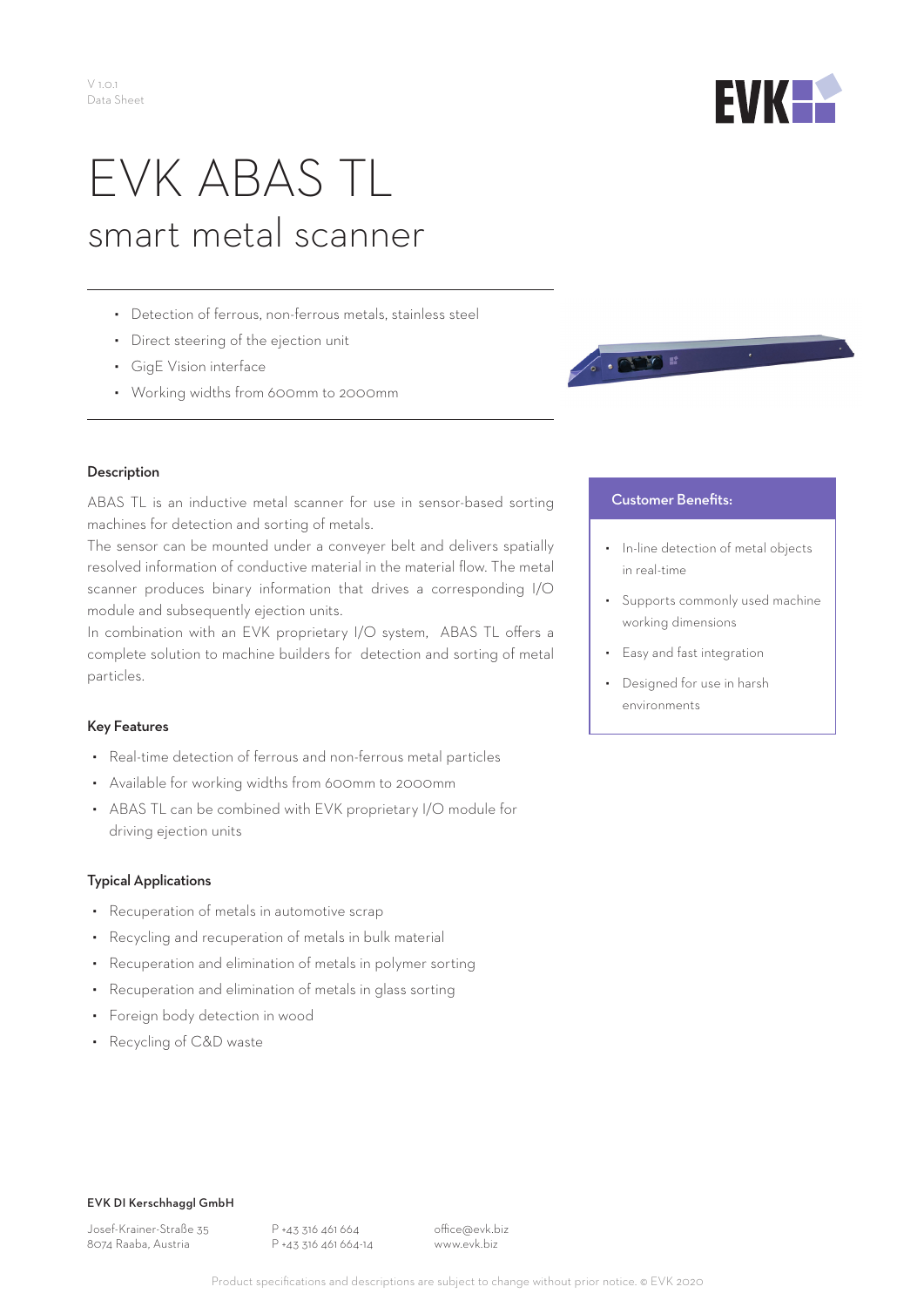V 1.0.1
Data Sheet

# EVK ABAS TL

## smart metal scanner

- Detection of ferrous, non-ferrous metals, stainless steel
- Direct steering of the ejection unit
- GigE Vision interface
- Working widths from 600mm to 2000mm

### Description

ABAS TL is an inductive metal scanner for use in sensor-based sorting machines for detection and sorting of metals.

The sensor can be mounted under a conveyer belt and delivers spatially resolved information of conductive material in the material flow. The metal scanner produces binary information that drives a corresponding I/O module and subsequently ejection units.

In combination with an EVK proprietary I/O system, ABAS TL offers a complete solution to machine builders for detection and sorting of metal particles.

### Key Features

- Real-time detection of ferrous and non-ferrous metal particles
- Available for working widths from 600mm to 2000mm
- ABAS TL can be combined with EVK proprietary I/O module for driving ejection units

### Typical Applications

- Recuperation of metals in automotive scrap
- Recycling and recuperation of metals in bulk material
- Recuperation and elimination of metals in polymer sorting
- Recuperation and elimination of metals in glass sorting
- Foreign body detection in wood
- Recycling of C&D waste

### Customer Benefits:

- In-line detection of metal objects in real-time
- Supports commonly used machine working dimensions
- Easy and fast integration
- Designed for use in harsh environments

**EVK DI Kerschhaggl GmbH**

Josef-Krainer-Straße 35
8074 Raaba, Austria

P +43 316 461 664
P +43 316 461 664-14

office@evk.biz
www.evk.biz

Product specifications and descriptions are subject to change without prior notice. © EVK 2020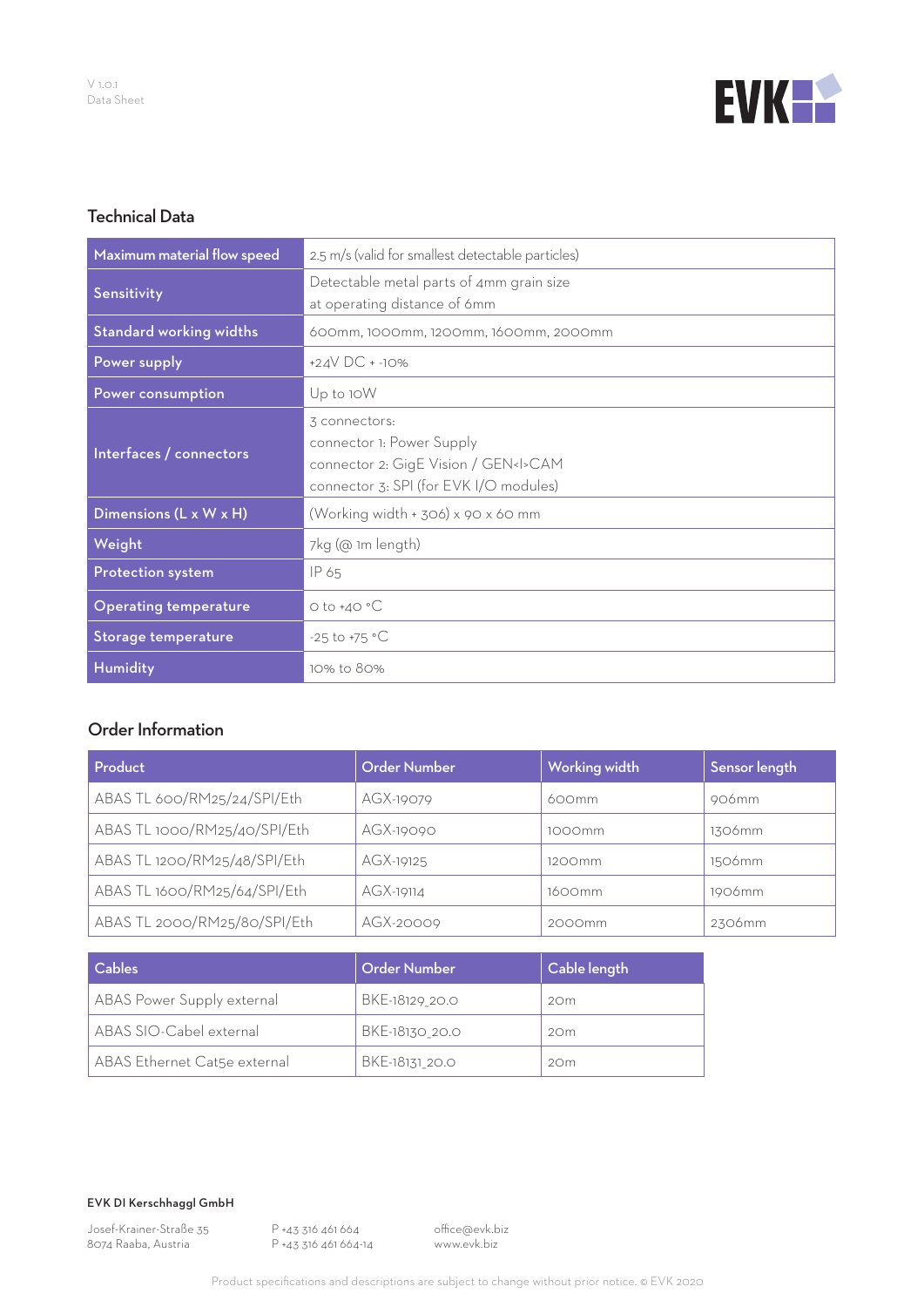## Technical Data

| | |
|---|---|
| Maximum material flow speed | 2.5 m/s (valid for smallest detectable particles) |
| Sensitivity | Detectable metal parts of 4mm grain size<br>at operating distance of 6mm |
| Standard working widths | 600mm, 1000mm, 1200mm, 1600mm, 2000mm |
| Power supply | +24V DC + -10% |
| Power consumption | Up to 10W |
| Interfaces / connectors | 3 connectors:<br>connector 1: Power Supply<br>connector 2: GigE Vision / GEN<I>CAM<br>connector 3: SPI (for EVK I/O modules) |
| Dimensions (L x W x H) | (Working width + 306) x 90 x 60 mm |
| Weight | 7kg (@ 1m length) |
| Protection system | IP 65 |
| Operating temperature | 0 to +40 °C |
| Storage temperature | -25 to +75 °C |
| Humidity | 10% to 80% |

## Order Information

| Product | Order Number | Working width | Sensor length |
|---|---|---|---|
| ABAS TL 600/RM25/24/SPI/Eth | AGX-19079 | 600mm | 906mm |
| ABAS TL 1000/RM25/40/SPI/Eth | AGX-19090 | 1000mm | 1306mm |
| ABAS TL 1200/RM25/48/SPI/Eth | AGX-19125 | 1200mm | 1506mm |
| ABAS TL 1600/RM25/64/SPI/Eth | AGX-19114 | 1600mm | 1906mm |
| ABAS TL 2000/RM25/80/SPI/Eth | AGX-20009 | 2000mm | 2306mm |

| Cables | Order Number | Cable length |
|---|---|---|
| ABAS Power Supply external | BKE-18129_20.0 | 20m |
| ABAS SIO-Cabel external | BKE-18130_20.0 | 20m |
| ABAS Ethernet Cat5e external | BKE-18131_20.0 | 20m |

**EVK DI Kerschhaggl GmbH**

Josef-Krainer-Straße 35
8074 Raaba, Austria

P +43 316 461 664
P +43 316 461 664-14

office@evk.biz
www.evk.biz

Product specifications and descriptions are subject to change without prior notice. © EVK 2020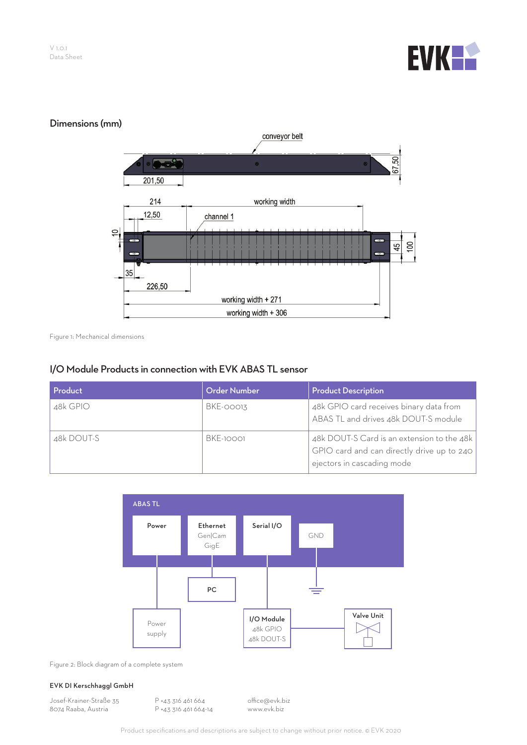## Dimensions (mm)

Figure 1: Mechanical dimensions

## I/O Module Products in connection with EVK ABAS TL sensor

| Product | Order Number | Product Description |
|---|---|---|
| 48k GPIO | BKE-00013 | 48k GPIO card receives binary data from ABAS TL and drives 48k DOUT-S module |
| 48k DOUT-S | BKE-10001 | 48k DOUT-S Card is an extension to the 48k GPIO card and can directly drive up to 240 ejectors in cascading mode |

Figure 2: Block diagram of a complete system

**EVK DI Kerschhaggl GmbH**

Josef-Krainer-Straße 35
8074 Raaba, Austria

P +43 316 461 664
P +43 316 461 664-14

office@evk.biz
www.evk.biz

Product specifications and descriptions are subject to change without prior notice. © EVK 2020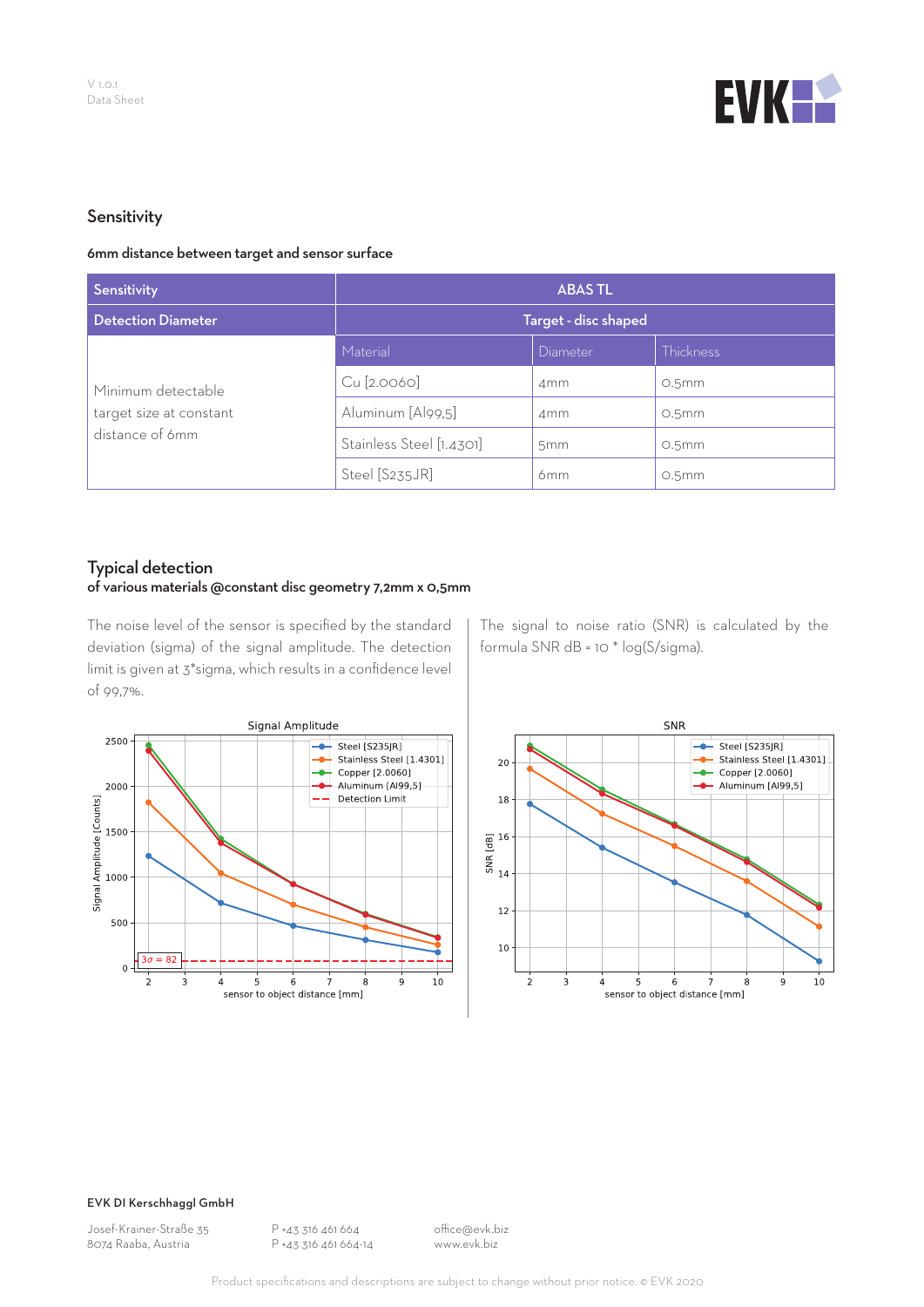## Sensitivity

**6mm distance between target and sensor surface**

| Sensitivity | ABAS TL | | |
|---|---|---|---|
| Detection Diameter | Target - disc shaped | | |
| | Material | Diameter | Thickness |
| Minimum detectable target size at constant distance of 6mm | Cu [2.0060] | 4mm | 0.5mm |
| | Aluminum [Al99,5] | 4mm | 0.5mm |
| | Stainless Steel [1.4301] | 5mm | 0.5mm |
| | Steel [S235JR] | 6mm | 0.5mm |

## Typical detection

**of various materials @constant disc geometry 7,2mm x 0,5mm**

The noise level of the sensor is specified by the standard deviation (sigma) of the signal amplitude. The detection limit is given at 3*sigma, which results in a confidence level of 99,7%.

The signal to noise ratio (SNR) is calculated by the formula SNR dB = 10 * log(S/sigma).

Signal Amplitude

Signal Amplitude [Counts]

2500
2000
1500
1000
500
0

$3\sigma = 82$

2 3 4 5 6 7 8 9 10

sensor to object distance [mm]

Steel [S235JR]
Stainless Steel [1.4301]
Copper [2.0060]
Aluminum [Al99,5]
Detection Limit

SNR

SNR [dB]

20
18
16
14
12
10

2 3 4 5 6 7 8 9 10

sensor to object distance [mm]

Steel [S235JR]
Stainless Steel [1.4301]
Copper [2.0060]
Aluminum [Al99,5]

**EVK DI Kerschhaggl GmbH**

Josef-Krainer-Straße 35
8074 Raaba, Austria

P +43 316 461 664
P +43 316 461 664-14

office@evk.biz
www.evk.biz